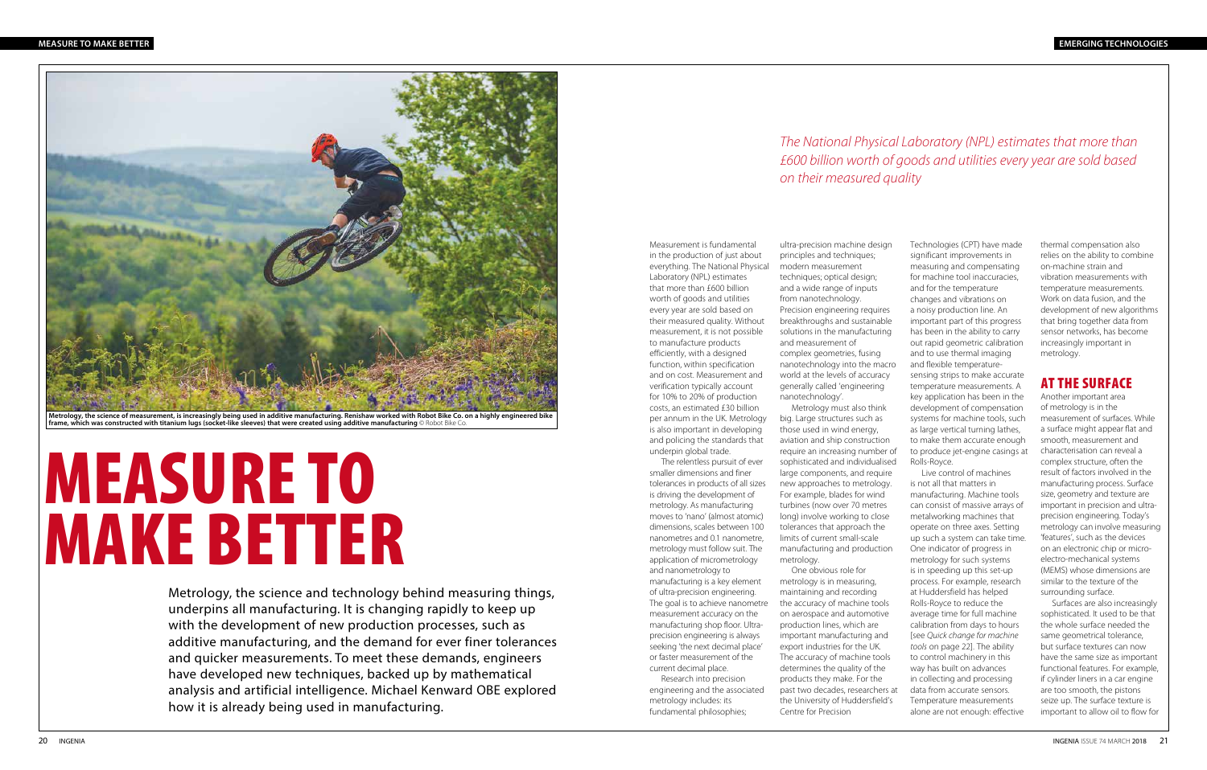Metrology, the science of measurement, is increasingly being used in additive manufacturing. Renishaw worked with Robot Bike Co. on a highly engineered bike frame, which was constructed with titanium lugs (socket-like sleeves) that were created using additive manufacturing © Robot Bike Co.

# MEASURE TO MAKE BETTER

Metrology, the science and technology behind measuring things, underpins all manufacturing. It is changing rapidly to keep up with the development of new production processes, such as additive manufacturing, and the demand for ever finer tolerances and quicker measurements. To meet these demands, engineers have developed new techniques, backed up by mathematical analysis and artificial intelligence. Michael Kenward OBE explored how it is already being used in manufacturing.

*The National Physical Laboratory (NPL) estimates that more than £600 billion worth of goods and utilities every year are sold based on their measured quality*

Measurement is fundamental in the production of just about everything. The National Physical Laboratory (NPL) estimates that more than £600 billion worth of goods and utilities every year are sold based on their measured quality. Without measurement, it is not possible to manufacture products efficiently, with a designed function, within specification and on cost. Measurement and verification typically account for 10% to 20% of production costs, an estimated £30 billion per annum in the UK. Metrology is also important in developing and policing the standards that underpin global trade.

The relentless pursuit of ever smaller dimensions and finer tolerances in products of all sizes is driving the development of metrology. As manufacturing moves to 'nano' (almost atomic) dimensions, scales between 100 nanometres and 0.1 nanometre, metrology must follow suit. The application of micrometrology and nanometrology to manufacturing is a key element of ultra-precision engineering. The goal is to achieve nanometre measurement accuracy on the manufacturing shop floor. Ultra-precision engineering is always seeking 'the next decimal place' or faster measurement of the current decimal place.

Research into precision engineering and the associated metrology includes: its fundamental philosophies; ultra-precision machine design principles and techniques; modern measurement techniques; optical design; and a wide range of inputs from nanotechnology. Precision engineering requires breakthroughs and sustainable solutions in the manufacturing and measurement of complex geometries, fusing nanotechnology into the macro world at the levels of accuracy generally called 'engineering nanotechnology'.

Metrology must also think big. Large structures such as those used in wind energy, aviation and ship construction require an increasing number of sophisticated and individualised large components, and require new approaches to metrology. For example, blades for wind turbines (now over 70 metres long) involve working to close tolerances that approach the limits of current small-scale manufacturing and production metrology.

One obvious role for metrology is in measuring, maintaining and recording the accuracy of machine tools on aerospace and automotive production lines, which are important manufacturing and export industries for the UK. The accuracy of machine tools determines the quality of the products they make. For the past two decades, researchers at the University of Huddersfield's Centre for Precision Technologies (CPT) have made significant improvements in measuring and compensating for machine tool inaccuracies, and for the temperature changes and vibrations on a noisy production line. An important part of this progress has been in the ability to carry out rapid geometric calibration and to use thermal imaging and flexible temperature-sensing strips to make accurate temperature measurements. A key application has been in the development of compensation systems for machine tools, such as large vertical turning lathes, to make them accurate enough to produce jet-engine casings at Rolls-Royce.

Live control of machines is not all that matters in manufacturing. Machine tools can consist of massive arrays of metalworking machines that operate on three axes. Setting up such a system can take time. One indicator of progress in metrology for such systems is in speeding up this set-up process. For example, research at Huddersfield has helped Rolls-Royce to reduce the average time for full machine calibration from days to hours [see *Quick change for machine tools* on page 22]. The ability to control machinery in this way has built on advances in collecting and processing data from accurate sensors. Temperature measurements alone are not enough: effective thermal compensation also relies on the ability to combine on-machine strain and vibration measurements with temperature measurements. Work on data fusion, and the development of new algorithms that bring together data from sensor networks, has become increasingly important in metrology.

## AT THE SURFACE

Another important area of metrology is in the measurement of surfaces. While a surface might appear flat and smooth, measurement and characterisation can reveal a complex structure, often the result of factors involved in the manufacturing process. Surface size, geometry and texture are important in precision and ultra-precision engineering. Today's metrology can involve measuring 'features', such as the devices on an electronic chip or micro-electro-mechanical systems (MEMS) whose dimensions are similar to the texture of the surrounding surface.

Surfaces are also increasingly sophisticated. It used to be that the whole surface needed the same geometrical tolerance, but surface textures can now have the same size as important functional features. For example, if cylinder liners in a car engine are too smooth, the pistons seize up. The surface texture is important to allow oil to flow for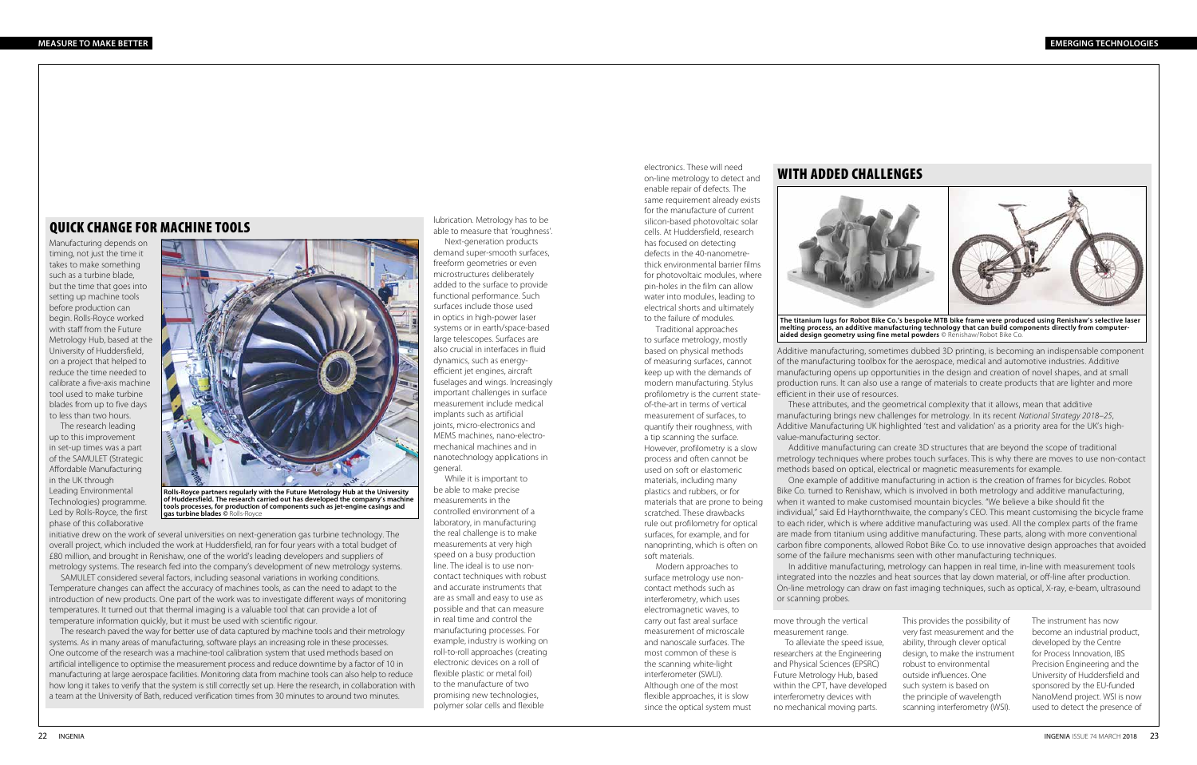## QUICK CHANGE FOR MACHINE TOOLS

Manufacturing depends on timing, not just the time it takes to make something such as a turbine blade, but the time that goes into setting up machine tools before production can begin. Rolls-Royce worked with staff from the Future Metrology Hub, based at the University of Huddersfield, on a project that helped to reduce the time needed to calibrate a five-axis machine tool used to make turbine blades from up to five days to less than two hours.

The research leading up to this improvement in set-up times was a part of the SAMULET (Strategic Affordable Manufacturing in the UK through Leading Environmental Technologies) programme. Led by Rolls-Royce, the first phase of this collaborative initiative drew on the work of several universities on next-generation gas turbine technology. The overall project, which included the work at Huddersfield, ran for four years with a total budget of £80 million, and brought in Renishaw, one of the world's leading developers and suppliers of metrology systems. The research fed into the company's development of new metrology systems.

Rolls-Royce partners regularly with the Future Metrology Hub at the University of Huddersfield. The research carried out has developed the company's machine tools processes, for production of components such as jet-engine casings and gas turbine blades © Rolls-Royce

SAMULET considered several factors, including seasonal variations in working conditions. Temperature changes can affect the accuracy of machines tools, as can the need to adapt to the introduction of new products. One part of the work was to investigate different ways of monitoring temperatures. It turned out that thermal imaging is a valuable tool that can provide a lot of temperature information quickly, but it must be used with scientific rigour.

The research paved the way for better use of data captured by machine tools and their metrology systems. As in many areas of manufacturing, software plays an increasing role in these processes. One outcome of the research was a machine-tool calibration system that used methods based on artificial intelligence to optimise the measurement process and reduce downtime by a factor of 10 in manufacturing at large aerospace facilities. Monitoring data from machine tools can also help to reduce how long it takes to verify that the system is still correctly set up. Here the research, in collaboration with a team at the University of Bath, reduced verification times from 30 minutes to around two minutes.

lubrication. Metrology has to be able to measure that 'roughness'.

Next-generation products demand super-smooth surfaces, freeform geometries or even microstructures deliberately added to the surface to provide functional performance. Such surfaces include those used in optics in high-power laser systems or in earth/space-based large telescopes. Surfaces are also crucial in interfaces in fluid dynamics, such as energy-efficient jet engines, aircraft fuselages and wings. Increasingly important challenges in surface measurement include medical implants such as artificial joints, micro-electronics and MEMS machines, nano-electro-mechanical machines and in nanotechnology applications in general.

While it is important to be able to make precise measurements in the controlled environment of a laboratory, in manufacturing the real challenge is to make measurements at very high speed on a busy production line. The ideal is to use non-contact techniques with robust and accurate instruments that are as small and easy to use as possible and that can measure in real time and control the manufacturing processes. For example, industry is working on roll-to-roll approaches (creating electronic devices on a roll of flexible plastic or metal foil) to the manufacture of two promising new technologies, polymer solar cells and flexible electronics. These will need on-line metrology to detect and enable repair of defects. The same requirement already exists for the manufacture of current silicon-based photovoltaic solar cells. At Huddersfield, research has focused on detecting defects in the 40-nanometre-thick environmental barrier films for photovoltaic modules, where pin-holes in the film can allow water into modules, leading to electrical shorts and ultimately to the failure of modules.

Traditional approaches to surface metrology, mostly based on physical methods of measuring surfaces, cannot keep up with the demands of modern manufacturing. Stylus profilometry is the current state-of-the-art in terms of vertical measurement of surfaces, to quantify their roughness, with a tip scanning the surface. However, profilometry is a slow process and often cannot be used on soft or elastomeric materials, including many plastics and rubbers, or for materials that are prone to being scratched. These drawbacks rule out profilometry for optical surfaces, for example, and for nanoprinting, which is often on soft materials.

Modern approaches to surface metrology use non-contact methods such as interferometry, which uses electromagnetic waves, to carry out fast areal surface measurement of microscale and nanoscale surfaces. The most common of these is the scanning white-light interferometer (SWLI). Although one of the most flexible approaches, it is slow since the optical system must move through the vertical measurement range.

To alleviate the speed issue, researchers at the Engineering and Physical Sciences (EPSRC) Future Metrology Hub, based within the CPT, have developed interferometry devices with no mechanical moving parts. This provides the possibility of very fast measurement and the ability, through clever optical design, to make the instrument robust to environmental outside influences. One such system is based on the principle of wavelength scanning interferometry (WSI). The instrument has now become an industrial product, developed by the Centre for Process Innovation, IBS Precision Engineering and the University of Huddersfield and sponsored by the EU-funded NanoMend project. WSI is now used to detect the presence of

## WITH ADDED CHALLENGES

**The titanium lugs for Robot Bike Co.'s bespoke MTB bike frame were produced using Renishaw's selective laser melting process, an additive manufacturing technology that can build components directly from computer-aided design geometry using fine metal powders** © Renishaw/Robot Bike Co.

Additive manufacturing, sometimes dubbed 3D printing, is becoming an indispensable component of the manufacturing toolbox for the aerospace, medical and automotive industries. Additive manufacturing opens up opportunities in the design and creation of novel shapes, and at small production runs. It can also use a range of materials to create products that are lighter and more efficient in their use of resources.

These attributes, and the geometrical complexity that it allows, mean that additive manufacturing brings new challenges for metrology. In its recent *National Strategy 2018–25*, Additive Manufacturing UK highlighted 'test and validation' as a priority area for the UK's high-value-manufacturing sector.

Additive manufacturing can create 3D structures that are beyond the scope of traditional metrology techniques where probes touch surfaces. This is why there are moves to use non-contact methods based on optical, electrical or magnetic measurements for example.

One example of additive manufacturing in action is the creation of frames for bicycles. Robot Bike Co. turned to Renishaw, which is involved in both metrology and additive manufacturing, when it wanted to make customised mountain bicycles. "We believe a bike should fit the individual," said Ed Haythornthwaite, the company's CEO. This meant customising the bicycle frame to each rider, which is where additive manufacturing was used. All the complex parts of the frame are made from titanium using additive manufacturing. These parts, along with more conventional carbon fibre components, allowed Robot Bike Co. to use innovative design approaches that avoided some of the failure mechanisms seen with other manufacturing techniques.

In additive manufacturing, metrology can happen in real time, in-line with measurement tools integrated into the nozzles and heat sources that lay down material, or off-line after production. On-line metrology can draw on fast imaging techniques, such as optical, X-ray, e-beam, ultrasound or scanning probes.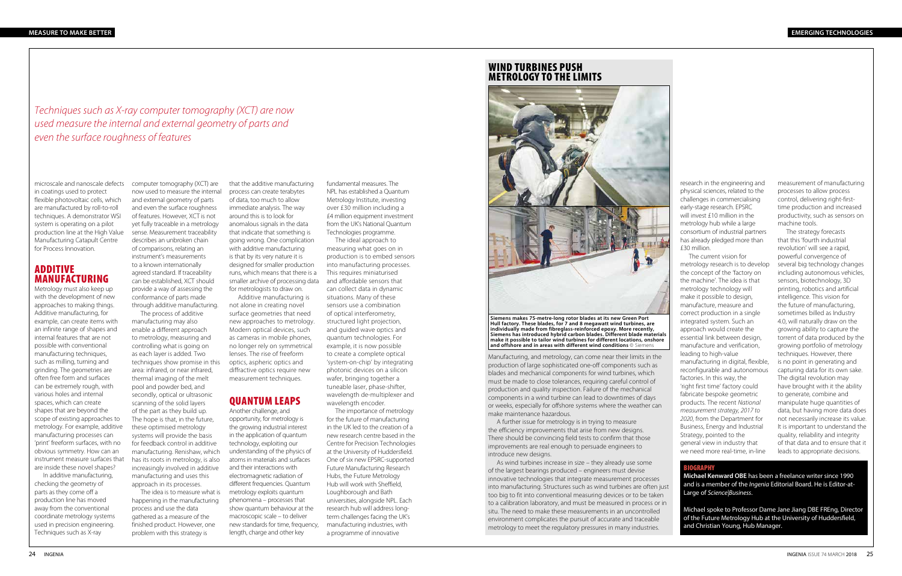*Techniques such as X-ray computer tomography (XCT) are now used measure the internal and external geometry of parts and even the surface roughness of features*

microscale and nanoscale defects in coatings used to protect flexible photovoltaic cells, which are manufactured by roll-to-roll techniques. A demonstrator WSI system is operating on a pilot production line at the High Value Manufacturing Catapult Centre for Process Innovation.

## ADDITIVE MANUFACTURING

Metrology must also keep up with the development of new approaches to making things. Additive manufacturing, for example, can create items with an infinite range of shapes and internal features that are not possible with conventional manufacturing techniques, such as milling, turning and grinding. The geometries are often free form and surfaces can be extremely rough, with various holes and internal spaces, which can create shapes that are beyond the scope of existing approaches to metrology. For example, additive manufacturing processes can 'print' freeform surfaces, with no obvious symmetry. How can an instrument measure surfaces that are inside these novel shapes?

In additive manufacturing, checking the geometry of parts as they come off a production line has moved away from the conventional coordinate metrology systems used in precision engineering. Techniques such as X-ray computer tomography (XCT) are now used to measure the internal and external geometry of parts and even the surface roughness of features. However, XCT is not yet fully traceable in a metrology sense. Measurement traceability describes an unbroken chain of comparisons, relating an instrument's measurements to a known internationally agreed standard. If traceability can be established, XCT should provide a way of assessing the conformance of parts made through additive manufacturing.

The process of additive manufacturing may also enable a different approach to metrology, measuring and controlling what is going on as each layer is added. Two techniques show promise in this area: infrared, or near infrared, thermal imaging of the melt pool and powder bed, and secondly, optical or ultrasonic scanning of the solid layers of the part as they build up. The hope is that, in the future, these optimised metrology systems will provide the basis for feedback control in additive manufacturing. Renishaw, which has its roots in metrology, is also increasingly involved in additive manufacturing and uses this approach in its processes.

The idea is to measure what is happening in the manufacturing process and use the data gathered as a measure of the finished product. However, one problem with this strategy is that the additive manufacturing process can create terabytes of data, too much to allow immediate analysis. The way around this is to look for anomalous signals in the data that indicate that something is going wrong. One complication with additive manufacturing is that by its very nature it is designed for smaller production runs, which means that there is a smaller archive of processing data for metrologists to draw on.

Additive manufacturing is not alone in creating novel surface geometries that need new approaches to metrology. Modern optical devices, such as cameras in mobile phones, no longer rely on symmetrical lenses. The rise of freeform optics, aspheric optics and diffractive optics require new measurement techniques.

## QUANTUM LEAPS

Another challenge, and opportunity, for metrology is the growing industrial interest in the application of quantum technology, exploiting our understanding of the physics of atoms in materials and surfaces and their interactions with electromagnetic radiation of different frequencies. Quantum metrology exploits quantum phenomena – processes that show quantum behaviour at the macroscopic scale – to deliver new standards for time, frequency, length, charge and other key fundamental measures. The NPL has established a Quantum Metrology Institute, investing over £30 million including a £4 million equipment investment from the UK's National Quantum Technologies programme.

The ideal approach to measuring what goes on in production is to embed sensors into manufacturing processes. This requires miniaturised and affordable sensors that can collect data in dynamic situations. Many of these sensors use a combination of optical interferometry, structured light projection, and guided wave optics and quantum technologies. For example, it is now possible to create a complete optical 'system-on-chip' by integrating photonic devices on a silicon wafer, bringing together a tuneable laser, phase-shifter, wavelength de-multiplexer and wavelength encoder.

The importance of metrology for the future of manufacturing in the UK led to the creation of a new research centre based in the Centre for Precision Technologies at the University of Huddersfield. One of six new EPSRC-supported Future Manufacturing Research Hubs, the Future Metrology Hub will work with Sheffield, Loughborough and Bath universities, alongside NPL. Each research hub will address long-term challenges facing the UK's manufacturing industries, with a programme of innovative research in the engineering and physical sciences, related to the challenges in commercialising early-stage research. EPSRC will invest £10 million in the metrology hub while a large consortium of industrial partners has already pledged more than £30 million.

The current vision for metrology research is to develop the concept of the 'factory on the machine'. The idea is that metrology technology will make it possible to design, manufacture, measure and correct production in a single integrated system. Such an approach would create the essential link between design, manufacture and verification, leading to high-value manufacturing in digital, flexible, reconfigurable and autonomous factories. In this way, the 'right first time' factory could fabricate bespoke geometric products. The recent *National measurement strategy, 2017 to 2020*, from the Department for Business, Energy and Industrial Strategy, pointed to the general view in industry that we need more real-time, in-line measurement of manufacturing processes to allow process control, delivering right-first-time production and increased productivity, such as sensors on machine tools.

The strategy forecasts that this 'fourth industrial revolution' will see a rapid, powerful convergence of several big technology changes including autonomous vehicles, sensors, biotechnology, 3D printing, robotics and artificial intelligence. This vision for the future of manufacturing, sometimes billed as Industry 4.0, will naturally draw on the growing ability to capture the torrent of data produced by the growing portfolio of metrology techniques. However, there is no point in generating and capturing data for its own sake. The digital revolution may have brought with it the ability to generate, combine and manipulate huge quantities of data, but having more data does not necessarily increase its value. It is important to understand the quality, reliability and integrity of that data and to ensure that it leads to appropriate decisions.

## WIND TURBINES PUSH METROLOGY TO THE LIMITS

**Siemens makes 75-metre-long rotor blades at its new Green Port Hull factory. These blades, for 7 and 8 megawatt wind turbines, are individually made from fibreglass-reinforced epoxy. More recently, Siemens has introduced hybrid carbon blades. Different blade materials make it possible to tailor wind turbines for different locations, onshore and offshore and in areas with different wind conditions** © Siemens

Manufacturing, and metrology, can come near their limits in the production of large sophisticated one-off components such as blades and mechanical components for wind turbines, which must be made to close tolerances, requiring careful control of production and quality inspection. Failure of the mechanical components in a wind turbine can lead to downtimes of days or weeks, especially for offshore systems where the weather can make maintenance hazardous.

A further issue for metrology is in trying to measure the efficiency improvements that arise from new designs. There should be convincing field tests to confirm that those improvements are real enough to persuade engineers to introduce new designs.

As wind turbines increase in size – they already use some of the largest bearings produced – engineers must devise innovative technologies that integrate measurement processes into manufacturing. Structures such as wind turbines are often just too big to fit into conventional measuring devices or to be taken to a calibration laboratory, and must be measured in process or in situ. The need to make these measurements in an uncontrolled environment complicates the pursuit of accurate and traceable metrology to meet the regulatory pressures in many industries.

## BIOGRAPHY

**Michael Kenward OBE** has been a freelance writer since 1990 and is a member of the *Ingenia* Editorial Board. He is Editor-at-Large of *Science|Business*.

Michael spoke to Professor Dame Jane Jiang DBE FREng, Director of the Future Metrology Hub at the University of Huddersfield, and Christian Young, Hub Manager.